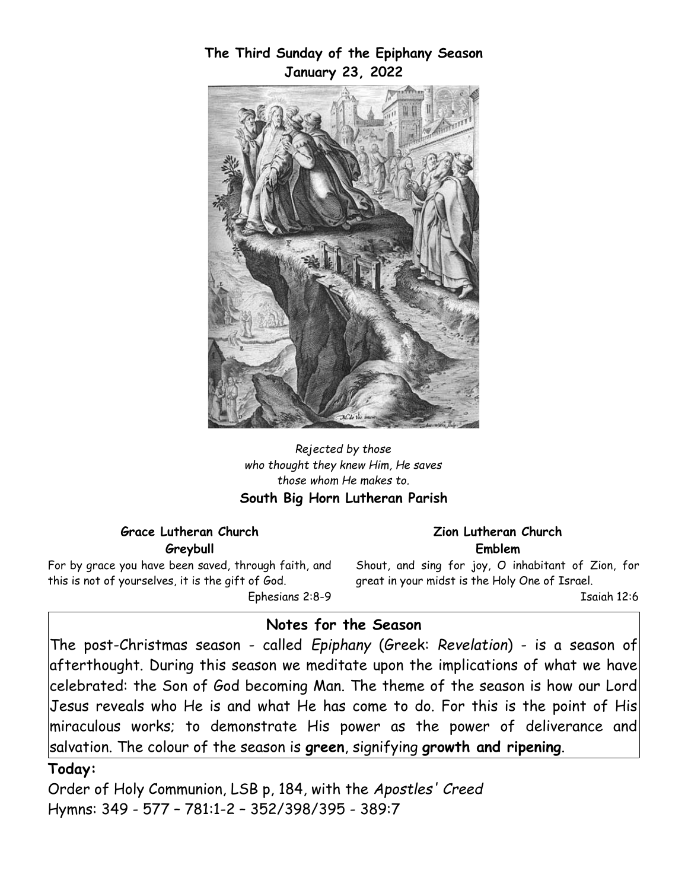**The Third Sunday of the Epiphany Season**
**January 23, 2022**

*Rejected by those who thought they knew Him, He saves those whom He makes to.*

**South Big Horn Lutheran Parish**

**Grace Lutheran Church**
**Greybull**

For by grace you have been saved, through faith, and this is not of yourselves, it is the gift of God.
Ephesians 2:8-9

**Zion Lutheran Church**
**Emblem**

Shout, and sing for joy, O inhabitant of Zion, for great in your midst is the Holy One of Israel.
Isaiah 12:6

## Notes for the Season

The post-Christmas season - called *Epiphany* (Greek: *Revelation*) - is a season of afterthought. During this season we meditate upon the implications of what we have celebrated: the Son of God becoming Man. The theme of the season is how our Lord Jesus reveals who He is and what He has come to do. For this is the point of His miraculous works; to demonstrate His power as the power of deliverance and salvation. The colour of the season is **green**, signifying **growth and ripening**.

**Today:**

Order of Holy Communion, LSB p, 184, with the *Apostles' Creed*
Hymns: 349 - 577 – 781:1-2 – 352/398/395 - 389:7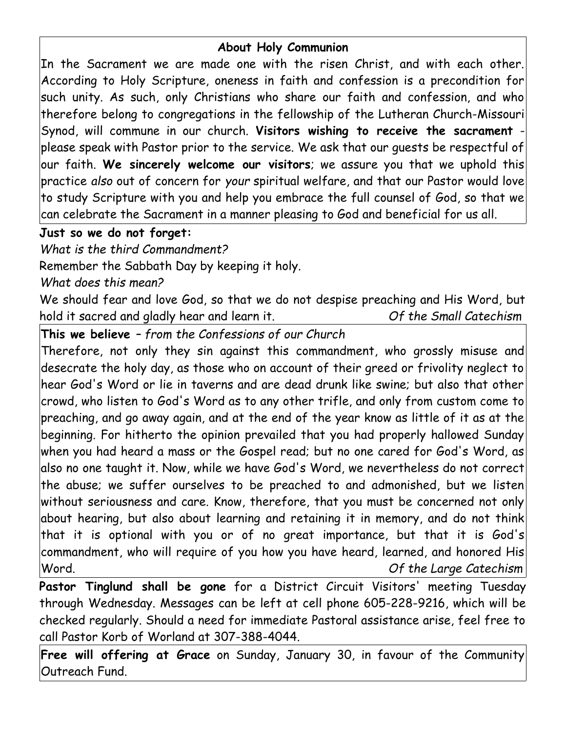## About Holy Communion

In the Sacrament we are made one with the risen Christ, and with each other. According to Holy Scripture, oneness in faith and confession is a precondition for such unity. As such, only Christians who share our faith and confession, and who therefore belong to congregations in the fellowship of the Lutheran Church-Missouri Synod, will commune in our church. **Visitors wishing to receive the sacrament** - please speak with Pastor prior to the service. We ask that our guests be respectful of our faith. **We sincerely welcome our visitors**; we assure you that we uphold this practice *also* out of concern for *your* spiritual welfare, and that our Pastor would love to study Scripture with you and help you embrace the full counsel of God, so that we can celebrate the Sacrament in a manner pleasing to God and beneficial for us all.

**Just so we do not forget:**

*What is the third Commandment?*

Remember the Sabbath Day by keeping it holy.

*What does this mean?*

We should fear and love God, so that we do not despise preaching and His Word, but hold it sacred and gladly hear and learn it. *Of the Small Catechism*

**This we believe** – *from the Confessions of our Church*

Therefore, not only they sin against this commandment, who grossly misuse and desecrate the holy day, as those who on account of their greed or frivolity neglect to hear God's Word or lie in taverns and are dead drunk like swine; but also that other crowd, who listen to God's Word as to any other trifle, and only from custom come to preaching, and go away again, and at the end of the year know as little of it as at the beginning. For hitherto the opinion prevailed that you had properly hallowed Sunday when you had heard a mass or the Gospel read; but no one cared for God's Word, as also no one taught it. Now, while we have God's Word, we nevertheless do not correct the abuse; we suffer ourselves to be preached to and admonished, but we listen without seriousness and care. Know, therefore, that you must be concerned not only about hearing, but also about learning and retaining it in memory, and do not think that it is optional with you or of no great importance, but that it is God's commandment, who will require of you how you have heard, learned, and honored His Word. *Of the Large Catechism*

**Pastor Tinglund shall be gone** for a District Circuit Visitors' meeting Tuesday through Wednesday. Messages can be left at cell phone 605-228-9216, which will be checked regularly. Should a need for immediate Pastoral assistance arise, feel free to call Pastor Korb of Worland at 307-388-4044.

**Free will offering at Grace** on Sunday, January 30, in favour of the Community Outreach Fund.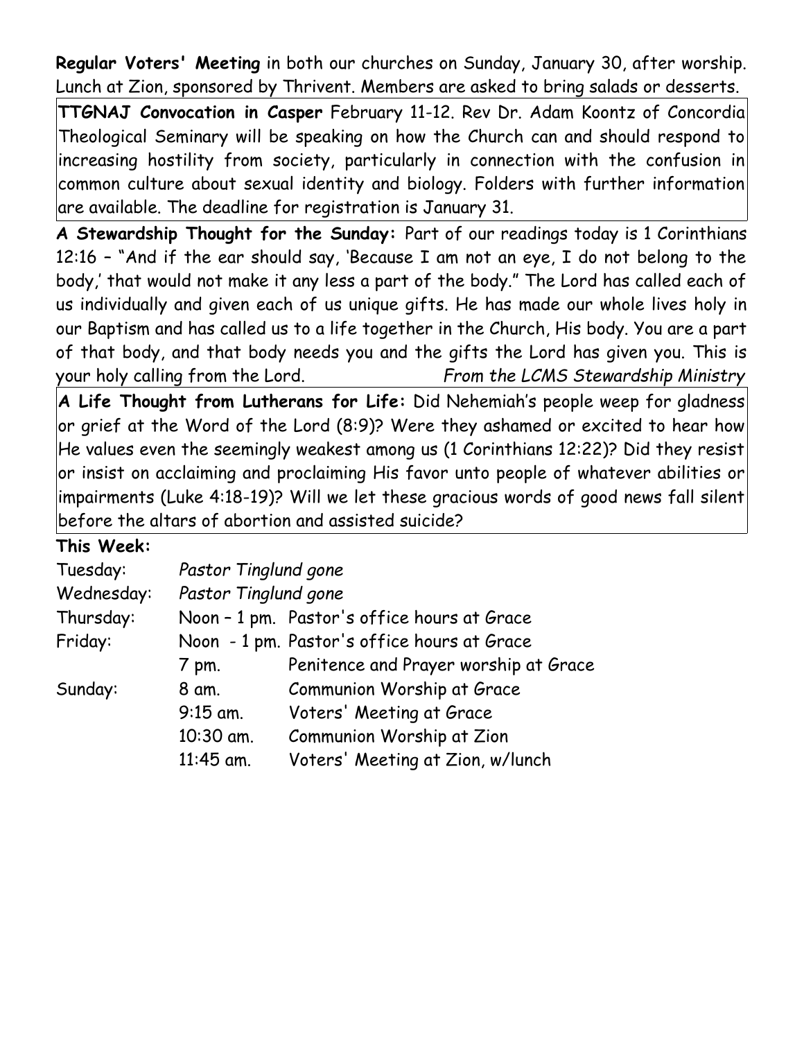**Regular Voters' Meeting** in both our churches on Sunday, January 30, after worship. Lunch at Zion, sponsored by Thrivent. Members are asked to bring salads or desserts.

**TTGNAJ Convocation in Casper** February 11-12. Rev Dr. Adam Koontz of Concordia Theological Seminary will be speaking on how the Church can and should respond to increasing hostility from society, particularly in connection with the confusion in common culture about sexual identity and biology. Folders with further information are available. The deadline for registration is January 31.

**A Stewardship Thought for the Sunday:** Part of our readings today is 1 Corinthians 12:16 – "And if the ear should say, 'Because I am not an eye, I do not belong to the body,' that would not make it any less a part of the body." The Lord has called each of us individually and given each of us unique gifts. He has made our whole lives holy in our Baptism and has called us to a life together in the Church, His body. You are a part of that body, and that body needs you and the gifts the Lord has given you. This is your holy calling from the Lord. *From the LCMS Stewardship Ministry*

**A Life Thought from Lutherans for Life:** Did Nehemiah's people weep for gladness or grief at the Word of the Lord (8:9)? Were they ashamed or excited to hear how He values even the seemingly weakest among us (1 Corinthians 12:22)? Did they resist or insist on acclaiming and proclaiming His favor unto people of whatever abilities or impairments (Luke 4:18-19)? Will we let these gracious words of good news fall silent before the altars of abortion and assisted suicide?

**This Week:**

| | | |
|---|---|---|
| Tuesday: | *Pastor Tinglund gone* | |
| Wednesday: | *Pastor Tinglund gone* | |
| Thursday: | Noon – 1 pm. | Pastor's office hours at Grace |
| Friday: | Noon - 1 pm. | Pastor's office hours at Grace |
| | 7 pm. | Penitence and Prayer worship at Grace |
| Sunday: | 8 am. | Communion Worship at Grace |
| | 9:15 am. | Voters' Meeting at Grace |
| | 10:30 am. | Communion Worship at Zion |
| | 11:45 am. | Voters' Meeting at Zion, w/lunch |